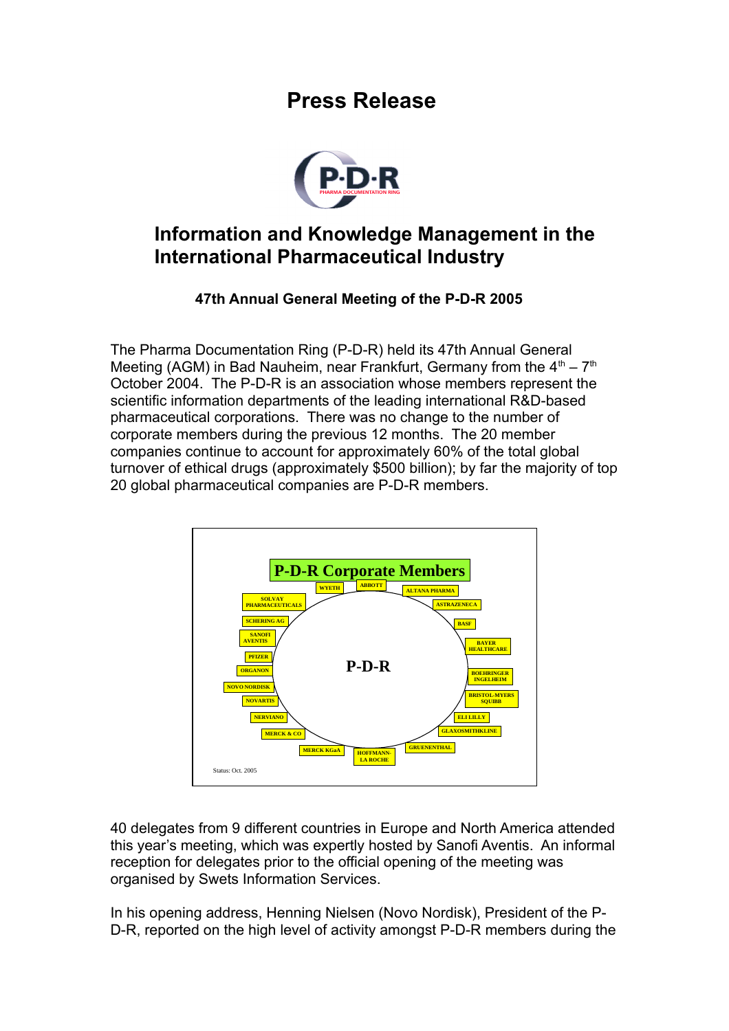# Press Release

P-D-R
PHARMA DOCUMENTATION RING

## Information and Knowledge Management in the International Pharmaceutical Industry

### 47th Annual General Meeting of the P-D-R 2005

The Pharma Documentation Ring (P-D-R) held its 47th Annual General Meeting (AGM) in Bad Nauheim, near Frankfurt, Germany from the 4th – 7th October 2004. The P-D-R is an association whose members represent the scientific information departments of the leading international R&D-based pharmaceutical corporations. There was no change to the number of corporate members during the previous 12 months. The 20 member companies continue to account for approximately 60% of the total global turnover of ethical drugs (approximately $500 billion); by far the majority of top 20 global pharmaceutical companies are P-D-R members.

**P-D-R Corporate Members**

P-D-R

WYETH, ABBOTT, ALTANA PHARMA, ASTRAZENECA, BASF, BAYER HEALTHCARE, BOEHRINGER INGELHEIM, BRISTOL-MYERS SQUIBB, ELI LILLY, GLAXOSMITHKLINE, GRUENENTHAL, HOFFMANN-LA ROCHE, MERCK KGaA, MERCK & CO, NERVIANO, NOVARTIS, NOVO NORDISK, ORGANON, PFIZER, SANOFI AVENTIS, SCHERING AG, SOLVAY PHARMACEUTICALS

Status: Oct. 2005

40 delegates from 9 different countries in Europe and North America attended this year's meeting, which was expertly hosted by Sanofi Aventis. An informal reception for delegates prior to the official opening of the meeting was organised by Swets Information Services.

In his opening address, Henning Nielsen (Novo Nordisk), President of the P-D-R, reported on the high level of activity amongst P-D-R members during the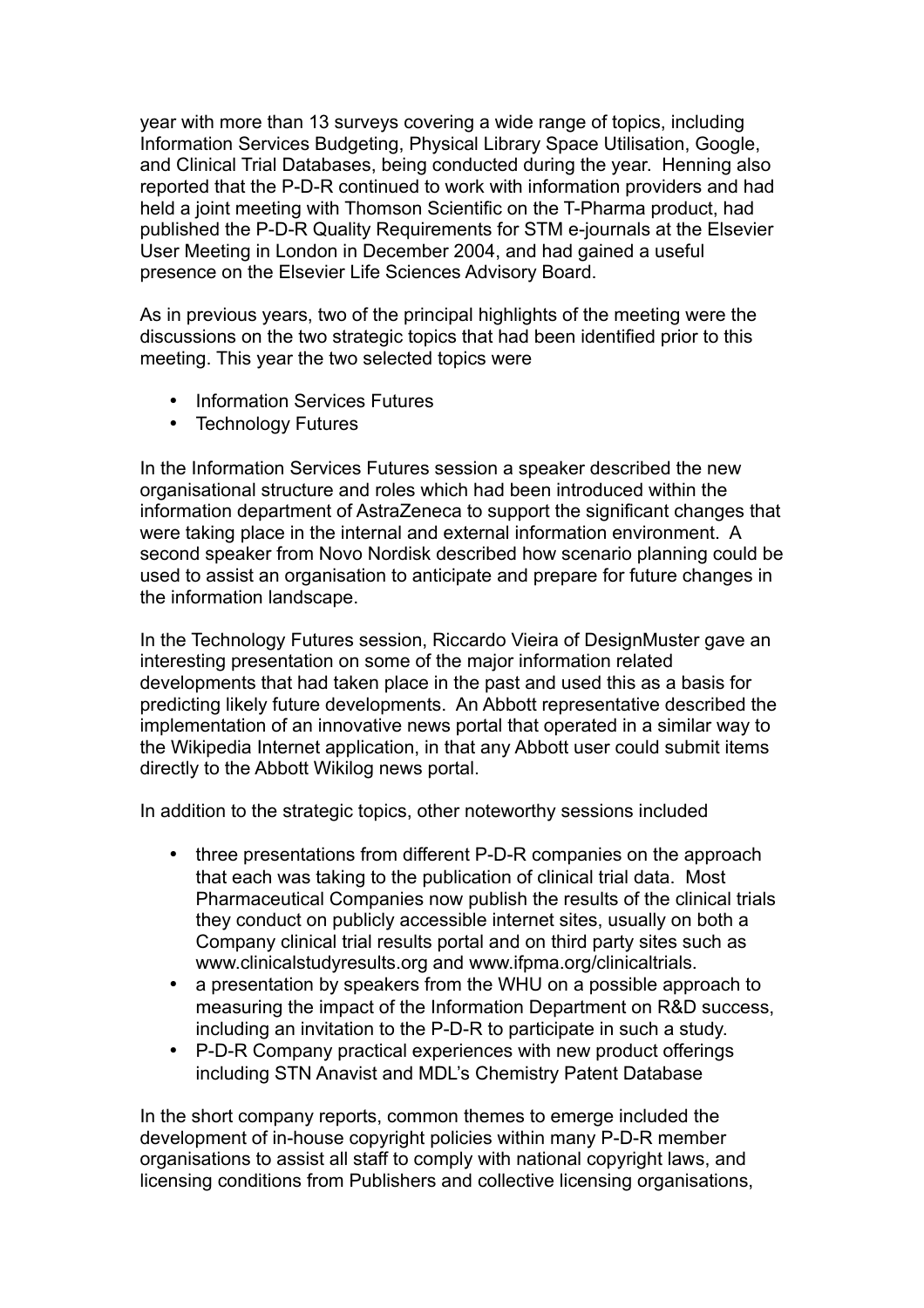year with more than 13 surveys covering a wide range of topics, including Information Services Budgeting, Physical Library Space Utilisation, Google, and Clinical Trial Databases, being conducted during the year. Henning also reported that the P-D-R continued to work with information providers and had held a joint meeting with Thomson Scientific on the T-Pharma product, had published the P-D-R Quality Requirements for STM e-journals at the Elsevier User Meeting in London in December 2004, and had gained a useful presence on the Elsevier Life Sciences Advisory Board.

As in previous years, two of the principal highlights of the meeting were the discussions on the two strategic topics that had been identified prior to this meeting. This year the two selected topics were

- Information Services Futures
- Technology Futures

In the Information Services Futures session a speaker described the new organisational structure and roles which had been introduced within the information department of AstraZeneca to support the significant changes that were taking place in the internal and external information environment. A second speaker from Novo Nordisk described how scenario planning could be used to assist an organisation to anticipate and prepare for future changes in the information landscape.

In the Technology Futures session, Riccardo Vieira of DesignMuster gave an interesting presentation on some of the major information related developments that had taken place in the past and used this as a basis for predicting likely future developments. An Abbott representative described the implementation of an innovative news portal that operated in a similar way to the Wikipedia Internet application, in that any Abbott user could submit items directly to the Abbott Wikilog news portal.

In addition to the strategic topics, other noteworthy sessions included

- three presentations from different P-D-R companies on the approach that each was taking to the publication of clinical trial data. Most Pharmaceutical Companies now publish the results of the clinical trials they conduct on publicly accessible internet sites, usually on both a Company clinical trial results portal and on third party sites such as www.clinicalstudyresults.org and www.ifpma.org/clinicaltrials.
- a presentation by speakers from the WHU on a possible approach to measuring the impact of the Information Department on R&D success, including an invitation to the P-D-R to participate in such a study.
- P-D-R Company practical experiences with new product offerings including STN Anavist and MDL's Chemistry Patent Database

In the short company reports, common themes to emerge included the development of in-house copyright policies within many P-D-R member organisations to assist all staff to comply with national copyright laws, and licensing conditions from Publishers and collective licensing organisations,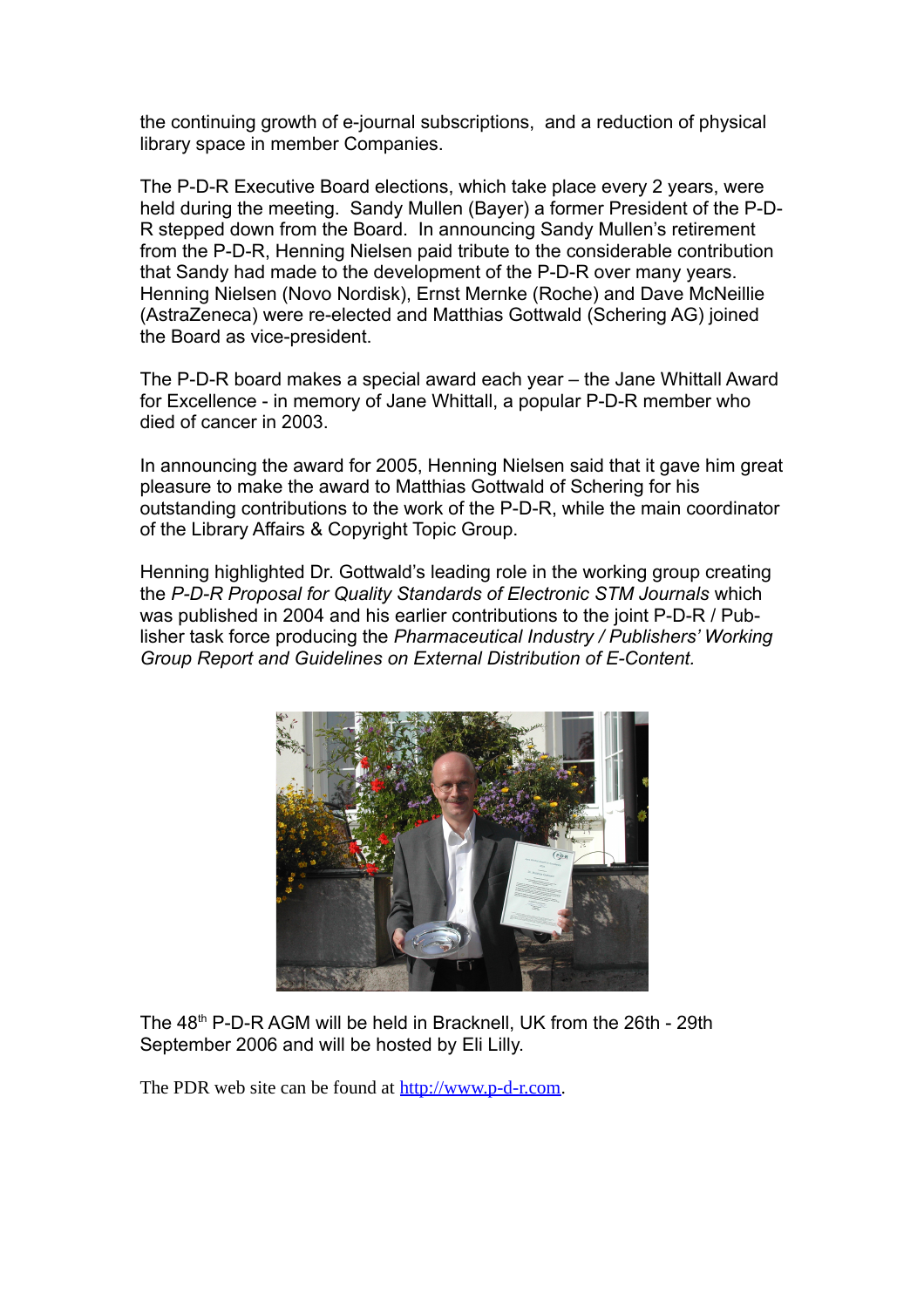the continuing growth of e-journal subscriptions, and a reduction of physical library space in member Companies.

The P-D-R Executive Board elections, which take place every 2 years, were held during the meeting. Sandy Mullen (Bayer) a former President of the P-D-R stepped down from the Board. In announcing Sandy Mullen's retirement from the P-D-R, Henning Nielsen paid tribute to the considerable contribution that Sandy had made to the development of the P-D-R over many years. Henning Nielsen (Novo Nordisk), Ernst Mernke (Roche) and Dave McNeillie (AstraZeneca) were re-elected and Matthias Gottwald (Schering AG) joined the Board as vice-president.

The P-D-R board makes a special award each year – the Jane Whittall Award for Excellence - in memory of Jane Whittall, a popular P-D-R member who died of cancer in 2003.

In announcing the award for 2005, Henning Nielsen said that it gave him great pleasure to make the award to Matthias Gottwald of Schering for his outstanding contributions to the work of the P-D-R, while the main coordinator of the Library Affairs & Copyright Topic Group.

Henning highlighted Dr. Gottwald's leading role in the working group creating the *P-D-R Proposal for Quality Standards of Electronic STM Journals* which was published in 2004 and his earlier contributions to the joint P-D-R / Publisher task force producing the *Pharmaceutical Industry / Publishers' Working Group Report and Guidelines on External Distribution of E-Content.*

The 48th P-D-R AGM will be held in Bracknell, UK from the 26th - 29th September 2006 and will be hosted by Eli Lilly.

The PDR web site can be found at http://www.p-d-r.com.